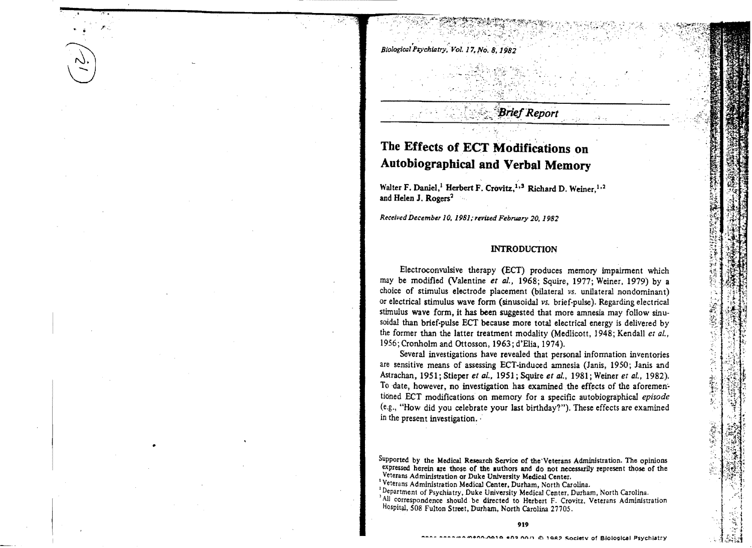*Brief Report*

# The Effects of ECT Modifications on Autobiographical and Verbal Memory

Walter F. Daniel,[1] Herbert F. Crovitz,[1,3] Richard D. Weiner,[1,2] and Helen J. Rogers[2]

*Received December 10, 1981; revised February 20, 1982*

## INTRODUCTION

Electroconvulsive therapy (ECT) produces memory impairment which may be modified (Valentine *et al.*, 1968; Squire, 1977; Weiner, 1979) by a choice of stimulus electrode placement (bilateral *vs.* unilateral nondominant) or electrical stimulus wave form (sinusoidal *vs.* brief-pulse). Regarding electrical stimulus wave form, it has been suggested that more amnesia may follow sinusoidal than brief-pulse ECT because more total electrical energy is delivered by the former than the latter treatment modality (Medlicott, 1948; Kendall *et al.*, 1956; Cronholm and Ottosson, 1963; d'Elia, 1974).

Several investigations have revealed that personal information inventories are sensitive means of assessing ECT-induced amnesia (Janis, 1950; Janis and Astrachan, 1951; Stieper *et al.*, 1951; Squire *et al.*, 1981; Weiner *et al.*, 1982). To date, however, no investigation has examined the effects of the aforementioned ECT modifications on memory for a specific autobiographical *episode* (e.g., "How did you celebrate your last birthday?"). These effects are examined in the present investigation.

Supported by the Medical Research Service of the Veterans Administration. The opinions expressed herein are those of the authors and do not necessarily represent those of the Veterans Administration or Duke University Medical Center.

[1] Veterans Administration Medical Center, Durham, North Carolina.

[2] Department of Psychiatry, Duke University Medical Center, Durham, North Carolina.

[3] All correspondence should be directed to Herbert F. Crovitz, Veterans Administration Hospital, 508 Fulton Street, Durham, North Carolina 27705.

© 1982 Society of Biological Psychiatry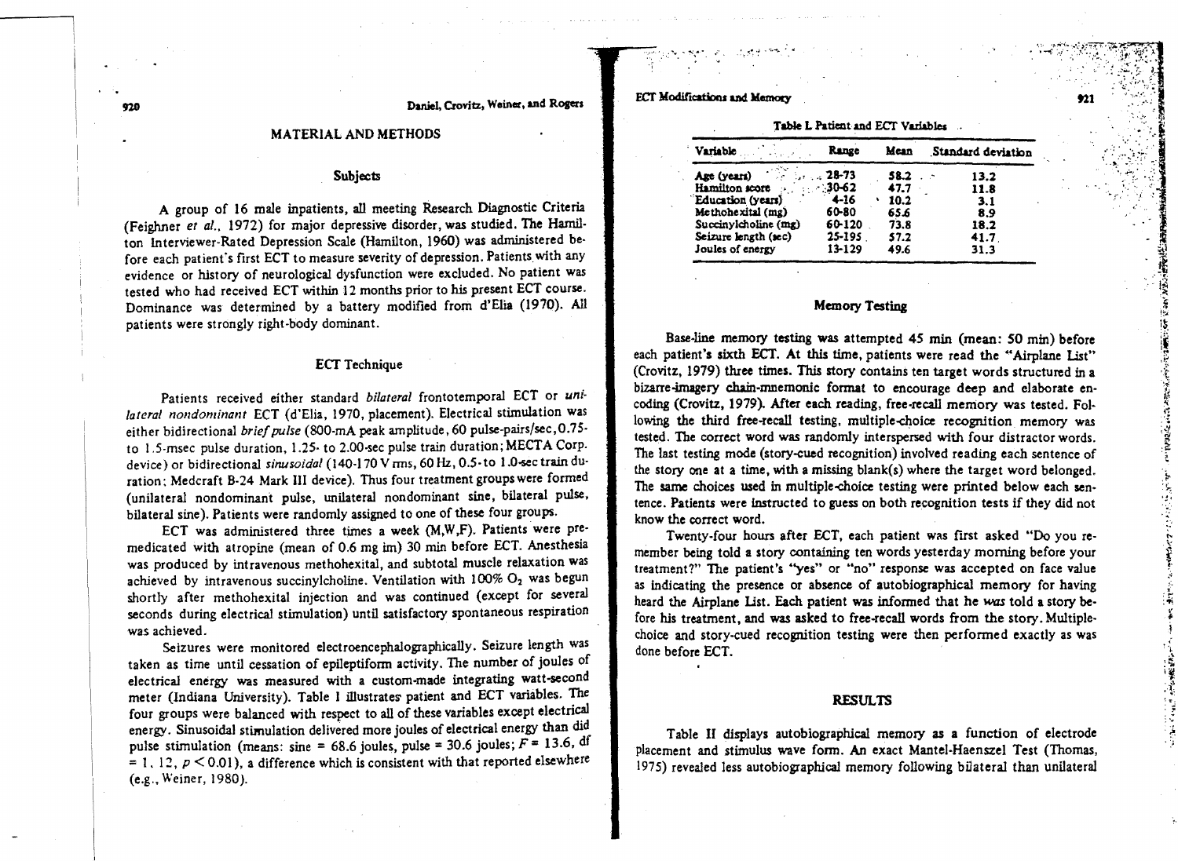## MATERIAL AND METHODS

### Subjects

A group of 16 male inpatients, all meeting Research Diagnostic Criteria (Feighner *et al.*, 1972) for major depressive disorder, was studied. The Hamilton Interviewer-Rated Depression Scale (Hamilton, 1960) was administered before each patient's first ECT to measure severity of depression. Patients with any evidence or history of neurological dysfunction were excluded. No patient was tested who had received ECT within 12 months prior to his present ECT course. Dominance was determined by a battery modified from d'Elia (1970). All patients were strongly right-body dominant.

### ECT Technique

Patients received either standard *bilateral* frontotemporal ECT or *unilateral nondominant* ECT (d'Elia, 1970, placement). Electrical stimulation was either bidirectional *brief pulse* (800-mA peak amplitude, 60 pulse-pairs/sec, 0.75- to 1.5-msec pulse duration, 1.25- to 2.00-sec pulse train duration; MECTA Corp. device) or bidirectional *sinusoidal* (140-170 V rms, 60 Hz, 0.5- to 1.0-sec train duration; Medcraft B-24 Mark III device). Thus four treatment groups were formed (unilateral nondominant pulse, unilateral nondominant sine, bilateral pulse, bilateral sine). Patients were randomly assigned to one of these four groups.

ECT was administered three times a week (M,W,F). Patients were premedicated with atropine (mean of 0.6 mg im) 30 min before ECT. Anesthesia was produced by intravenous methohexital, and subtotal muscle relaxation was achieved by intravenous succinylcholine. Ventilation with 100% $O_2$ was begun shortly after methohexital injection and was continued (except for several seconds during electrical stimulation) until satisfactory spontaneous respiration was achieved.

Seizures were monitored electroencephalographically. Seizure length was taken as time until cessation of epileptiform activity. The number of joules of electrical energy was measured with a custom-made integrating watt-second meter (Indiana University). Table I illustrates patient and ECT variables. The four groups were balanced with respect to all of these variables except electrical energy. Sinusoidal stimulation delivered more joules of electrical energy than did pulse stimulation (means: sine = 68.6 joules, pulse = 30.6 joules; $F = 13.6$, df $= 1, 12$, $p < 0.01$), a difference which is consistent with that reported elsewhere (e.g., Weiner, 1980).

**Table I.** Patient and ECT Variables

| Variable | Range | Mean | Standard deviation |
|---|---|---|---|
| Age (years) | 28-73 | 58.2 | 13.2 |
| Hamilton score | 30-62 | 47.7 | 11.8 |
| Education (years) | 4-16 | 10.2 | 3.1 |
| Methohexital (mg) | 60-80 | 65.6 | 8.9 |
| Succinylcholine (mg) | 60-120 | 73.8 | 18.2 |
| Seizure length (sec) | 25-195 | 57.2 | 41.7 |
| Joules of energy | 13-129 | 49.6 | 31.3 |

### Memory Testing

Base-line memory testing was attempted 45 min (mean: 50 min) before each patient's sixth ECT. At this time, patients were read the "Airplane List" (Crovitz, 1979) three times. This story contains ten target words structured in a bizarre-imagery chain-mnemonic format to encourage deep and elaborate encoding (Crovitz, 1979). After each reading, free-recall memory was tested. Following the third free-recall testing, multiple-choice recognition memory was tested. The correct word was randomly interspersed with four distractor words. The last testing mode (story-cued recognition) involved reading each sentence of the story one at a time, with a missing blank(s) where the target word belonged. The same choices used in multiple-choice testing were printed below each sentence. Patients were instructed to guess on both recognition tests if they did not know the correct word.

Twenty-four hours after ECT, each patient was first asked "Do you remember being told a story containing ten words yesterday morning before your treatment?" The patient's "yes" or "no" response was accepted on face value as indicating the presence or absence of autobiographical memory for having heard the Airplane List. Each patient was informed that he *was* told a story before his treatment, and was asked to free-recall words from the story. Multiple-choice and story-cued recognition testing were then performed exactly as was done before ECT.

## RESULTS

Table II displays autobiographical memory as a function of electrode placement and stimulus wave form. An exact Mantel-Haenszel Test (Thomas, 1975) revealed less autobiographical memory following bilateral than unilateral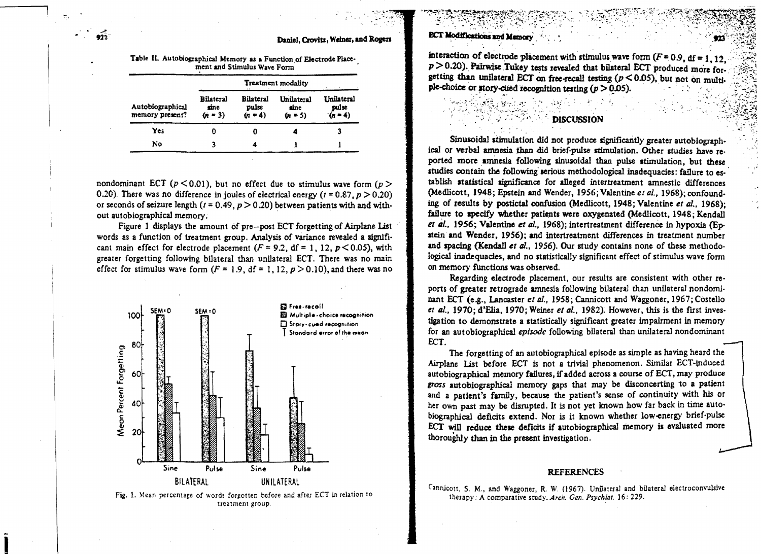Table II. Autobiographical Memory as a Function of Electrode Placement and Stimulus Wave Form

| | Treatment modality | | | |
|---|---|---|---|---|
| Autobiographical memory present? | Bilateral sine ($n = 3$) | Bilateral pulse ($n = 4$) | Unilateral sine ($n = 5$) | Unilateral pulse ($n = 4$) |
| Yes | 0 | 0 | 4 | 3 |
| No | 3 | 4 | 1 | 1 |

nondominant ECT ($p < 0.01$), but no effect due to stimulus wave form ($p > 0.20$). There was no difference in joules of electrical energy ($t = 0.87, p > 0.20$) or seconds of seizure length ($t = 0.49, p > 0.20$) between patients with and without autobiographical memory.

Figure 1 displays the amount of pre–post ECT forgetting of Airplane List words as a function of treatment group. Analysis of variance revealed a significant main effect for electrode placement ($F = 9.2$, df $= 1, 12$, $p < 0.05$), with greater forgetting following bilateral than unilateral ECT. There was no main effect for stimulus wave form ($F = 1.9$, df $= 1, 12$, $p > 0.10$), and there was no interaction of electrode placement with stimulus wave form ($F = 0.9$, df $= 1, 12$, $p > 0.20$). Pairwise Tukey tests revealed that bilateral ECT produced more forgetting than unilateral ECT on free-recall testing ($p < 0.05$), but not on multiple-choice or story-cued recognition testing ($p > 0.05$).

Fig. 1. Mean percentage of words forgotten before and after ECT in relation to treatment group.

## DISCUSSION

Sinusoidal stimulation did not produce significantly greater autobiographical or verbal amnesia than did brief-pulse stimulation. Other studies have reported more amnesia following sinusoidal than pulse stimulation, but these studies contain the following serious methodological inadequacies: failure to establish statistical significance for alleged intertreatment amnestic differences (Medlicott, 1948; Epstein and Wender, 1956; Valentine *et al.*, 1968); confounding of results by postictal confusion (Medlicott, 1948; Valentine *et al.*, 1968); failure to specify whether patients were oxygenated (Medlicott, 1948; Kendall *et al.*, 1956; Valentine *et al.*, 1968); intertreatment difference in hypoxia (Epstein and Wender, 1956); and intertreatment differences in treatment number and spacing (Kendall *et al.*, 1956). Our study contains none of these methodological inadequacies, and no statistically significant effect of stimulus wave form on memory functions was observed.

Regarding electrode placement, our results are consistent with other reports of greater retrograde amnesia following bilateral than unilateral nondominant ECT (e.g., Lancaster *et al.*, 1958; Cannicott and Waggoner, 1967; Costello *et al.*, 1970; d'Elia, 1970; Weiner *et al.*, 1982). However, this is the first investigation to demonstrate a statistically significant greater impairment in memory for an autobiographical *episode* following bilateral than unilateral nondominant ECT.

The forgetting of an autobiographical episode as simple as having heard the Airplane List before ECT is not a trivial phenomenon. Similar ECT-induced autobiographical memory failures, if added across a course of ECT, may produce *gross* autobiographical memory gaps that may be disconcerting to a patient and a patient's family, because the patient's sense of continuity with his or her own past may be disrupted. It is not yet known how far back in time autobiographical deficits extend. Nor is it known whether low-energy brief-pulse ECT will reduce these deficits if autobiographical memory is evaluated more thoroughly than in the present investigation.

## REFERENCES

Cannicott, S. M., and Waggoner, R. W. (1967). Unilateral and bilateral electroconvulsive therapy: A comparative study. *Arch. Gen. Psychiat.* 16: 229.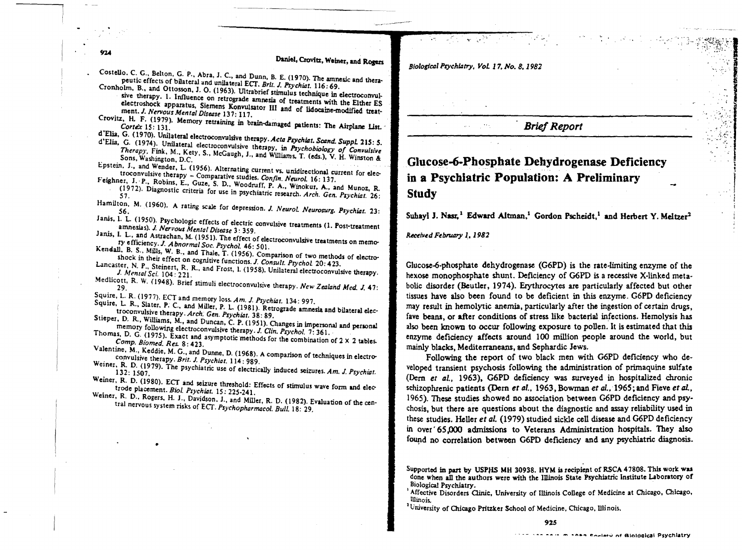Costello, C. G., Belton, G. P., Abra, J. C., and Dunn, B. E. (1970). The amnesic and therapeutic effects of bilateral and unilateral ECT. *Brit. J. Psychiat.* 116: 69.

Cronholm, B., and Ottosson, J. O. (1963). Ultrabrief stimulus technique in electroconvulsive therapy. 1. Influence on retrograde amnesia of treatments with the Elther ES electroshock apparatus, Siemens Konvulsator III and of lidocaine-modified treatment. *J. Nervous Mental Disease* 137: 117.

Crovitz, H. F. (1979). Memory retraining in brain-damaged patients: The Airplane List. *Cortex* 15: 131.

d'Elia, G. (1970). Unilateral electroconvulsive therapy. *Acta Psychiat. Scand. Suppl.* 215: 5.

d'Elia, G. (1974). Unilateral electroconvulsive therapy, in *Psychobiology of Convulsive Therapy*, Fink, M., Kety, S., McGaugh, J., and Williams, T. (eds.), V. H. Winston & Sons, Washington, D.C.

Epstein, J., and Wender, L. (1956). Alternating current vs. unidirectional current for electroconvulsive therapy – Comparative studies. *Confin. Neurol.* 16: 137.

Feighner, J. P., Robins, E., Guze, S. D., Woodruff, P. A., Winokur, A., and Munoz, R. (1972). Diagnostic criteria for use in psychiatric research. *Arch. Gen. Psychiat.* 26: 57.

Hamilton, M. (1960). A rating scale for depression. *J. Neurol. Neurosurg. Psychiat.* 23: 56.

Janis, I. L. (1950). Psychologic effects of electric convulsive treatments (1. Post-treatment amnesias). *J. Nervous Mental Disease* 3: 359.

Janis, I. L., and Astrachan, M. (1951). The effect of electroconvulsive treatments on memory efficiency. *J. Abnormal Soc. Psychol.* 46: 501.

Kendall, B. S., Mills, W. B., and Thale, T. (1956). Comparison of two methods of electroshock in their effect on cognitive functions. *J. Consult. Psychol.* 20: 423.

Lancaster, N. P., Steinert, R. R., and Frost, I. (1958). Unilateral electroconvulsive therapy. *J. Mental Sci.* 104: 221.

Medlicott, R. W. (1948). Brief stimuli electroconvulsive therapy. *New Zealand Med. J.* 47: 29.

Squire, L. R. (1977). ECT and memory loss. *Am. J. Psychiat.* 134: 997.

Squire, L. R., Slater, P. C., and Miller, P. L. (1981). Retrograde amnesia and bilateral electroconvulsive therapy. *Arch. Gen. Psychiat.* 38: 89.

Stieper, D. R., Williams, M., and Duncan, C. P. (1951). Changes in impersonal and personal memory following electroconvulsive therapy. *J. Clin. Psychol.* 7: 361.

Thomas, D. G. (1975). Exact and asymptotic methods for the combination of 2 × 2 tables. *Comp. Biomed. Res.* 8: 423.

Valentine, M., Keddie, M. G., and Dunne, D. (1968). A comparison of techniques in electroconvulsive therapy. *Brit. J. Psychiat.* 114: 989.

Weiner, R. D. (1979). The psychiatric use of electrically induced seizures. *Am. J. Psychiat.* 132: 1507.

Weiner, R. D. (1980). ECT and seizure threshold: Effects of stimulus wave form and electrode placement. *Biol. Psychiat.* 15: 225-241.

Weiner, R. D., Rogers, H. J., Davidson, J., and Miller, R. D. (1982). Evaluation of the central nervous system risks of ECT. *Psychopharmacol. Bull.* 18: 29.

## Brief Report

# Glucose-6-Phosphate Dehydrogenase Deficiency in a Psychiatric Population: A Preliminary Study

Suhayl J. Nasr,[1] Edward Altman,[1] Gordon Pscheidt,[1] and Herbert Y. Meltzer[2]

*Received February 1, 1982*

Glucose-6-phosphate dehydrogenase (G6PD) is the rate-limiting enzyme of the hexose monophosphate shunt. Deficiency of G6PD is a recessive X-linked metabolic disorder (Beutler, 1974). Erythrocytes are particularly affected but other tissues have also been found to be deficient in this enzyme. G6PD deficiency may result in hemolytic anemia, particularly after the ingestion of certain drugs, fave beans, or after conditions of stress like bacterial infections. Hemolysis has also been known to occur following exposure to pollen. It is estimated that this enzyme deficiency affects around 100 million people around the world, but mainly blacks, Mediterraneans, and Sephardic Jews.

Following the report of two black men with G6PD deficiency who developed transient psychosis following the administration of primaquine sulfate (Dern *et al.*, 1963), G6PD deficiency was surveyed in hospitalized chronic schizophrenic patients (Dern *et al.*, 1963, Bowman *et al.*, 1965; and Fieve *et al.*, 1965). These studies showed no association between G6PD deficiency and psychosis, but there are questions about the diagnostic and assay reliability used in these studies. Heller *et al.* (1979) studied sickle cell disease and G6PD deficiency in over 65,000 admissions to Veterans Administration hospitals. They also found no correlation between G6PD deficiency and any psychiatric diagnosis.

Supported in part by USPHS MH 30938. HYM is recipient of RSCA 47808. This work was done when all the authors were with the Illinois State Psychiatric Institute Laboratory of Biological Psychiatry.

[1] Affective Disorders Clinic, University of Illinois College of Medicine at Chicago, Chicago, Illinois.

[2] University of Chicago Pritzker School of Medicine, Chicago, Illinois.